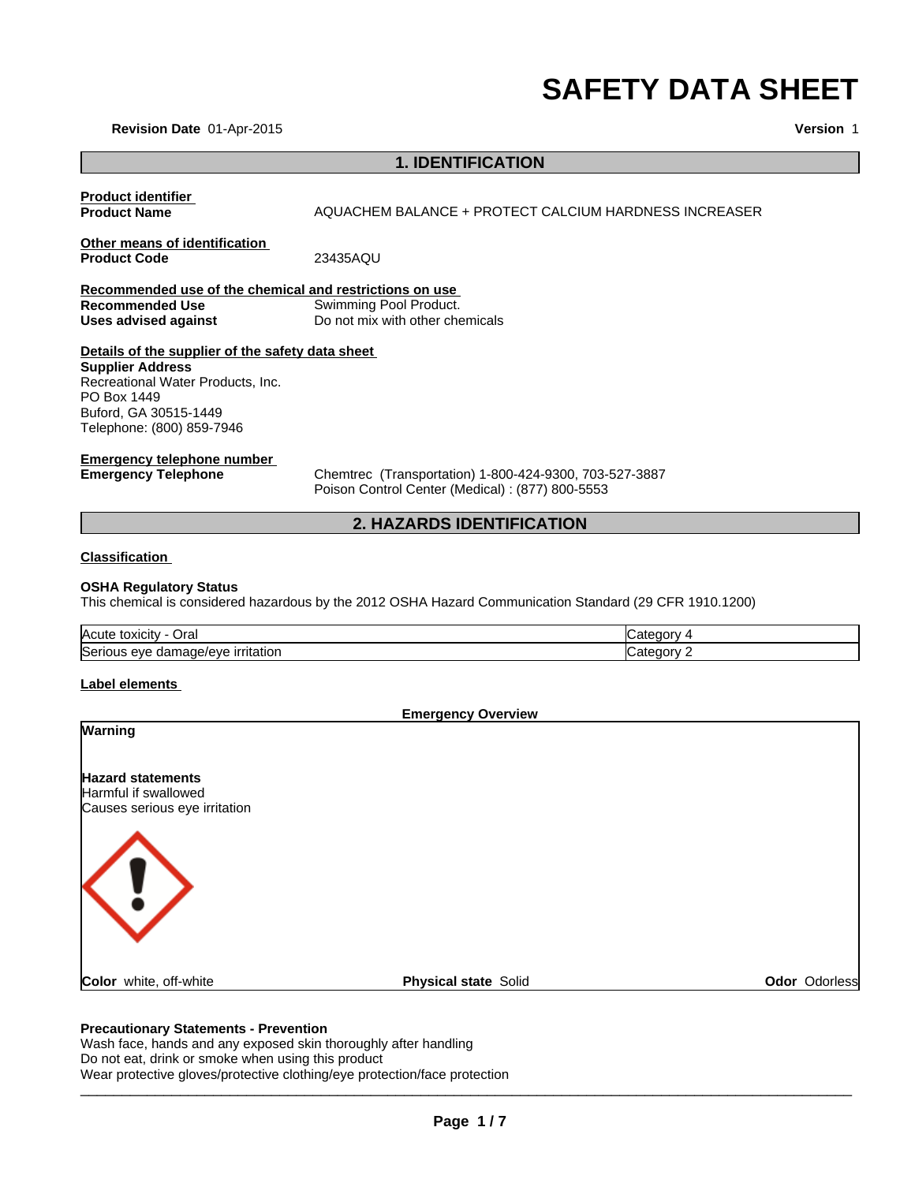# SAFETY DATA SHEET

**Revision Date** 01-Apr-2015

**Version** 1

## 1. IDENTIFICATION

**Product identifier**

**Product Name** AQUACHEM BALANCE + PROTECT CALCIUM HARDNESS INCREASER

**Other means of identification**

**Product Code** 23435AQU

**Recommended use of the chemical and restrictions on use**

**Recommended Use** Swimming Pool Product.

**Uses advised against** Do not mix with other chemicals

**Details of the supplier of the safety data sheet**

**Supplier Address**
Recreational Water Products, Inc.
PO Box 1449
Buford, GA 30515-1449
Telephone: (800) 859-7946

**Emergency telephone number**

**Emergency Telephone** Chemtrec (Transportation) 1-800-424-9300, 703-527-3887
Poison Control Center (Medical) : (877) 800-5553

## 2. HAZARDS IDENTIFICATION

**Classification**

**OSHA Regulatory Status**
This chemical is considered hazardous by the 2012 OSHA Hazard Communication Standard (29 CFR 1910.1200)

| | |
|---|---|
| Acute toxicity - Oral | Category 4 |
| Serious eye damage/eye irritation | Category 2 |

**Label elements**

**Emergency Overview**

**Warning**

**Hazard statements**
Harmful if swallowed
Causes serious eye irritation

**Color** white, off-white    **Physical state** Solid    **Odor** Odorless

**Precautionary Statements - Prevention**
Wash face, hands and any exposed skin thoroughly after handling
Do not eat, drink or smoke when using this product
Wear protective gloves/protective clothing/eye protection/face protection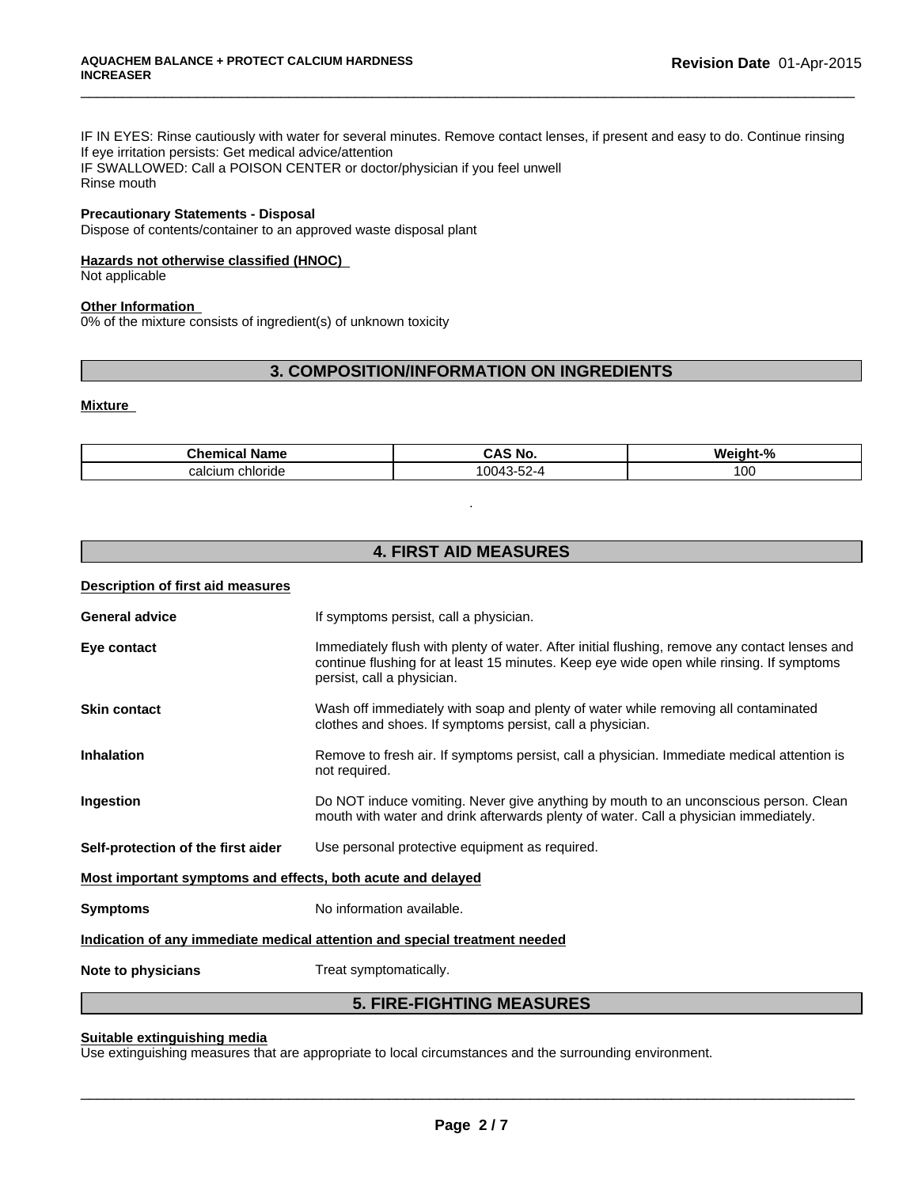IF IN EYES: Rinse cautiously with water for several minutes. Remove contact lenses, if present and easy to do. Continue rinsing
If eye irritation persists: Get medical advice/attention
IF SWALLOWED: Call a POISON CENTER or doctor/physician if you feel unwell
Rinse mouth

**Precautionary Statements - Disposal**
Dispose of contents/container to an approved waste disposal plant

**Hazards not otherwise classified (HNOC)**
Not applicable

**Other Information**
0% of the mixture consists of ingredient(s) of unknown toxicity

## 3. COMPOSITION/INFORMATION ON INGREDIENTS

**Mixture**

| Chemical Name | CAS No. | Weight-% |
|---|---|---|
| calcium chloride | 10043-52-4 | 100 |

.

## 4. FIRST AID MEASURES

**Description of first aid measures**

**General advice** If symptoms persist, call a physician.

**Eye contact** Immediately flush with plenty of water. After initial flushing, remove any contact lenses and continue flushing for at least 15 minutes. Keep eye wide open while rinsing. If symptoms persist, call a physician.

**Skin contact** Wash off immediately with soap and plenty of water while removing all contaminated clothes and shoes. If symptoms persist, call a physician.

**Inhalation** Remove to fresh air. If symptoms persist, call a physician. Immediate medical attention is not required.

**Ingestion** Do NOT induce vomiting. Never give anything by mouth to an unconscious person. Clean mouth with water and drink afterwards plenty of water. Call a physician immediately.

**Self-protection of the first aider** Use personal protective equipment as required.

**Most important symptoms and effects, both acute and delayed**

**Symptoms** No information available.

**Indication of any immediate medical attention and special treatment needed**

**Note to physicians** Treat symptomatically.

## 5. FIRE-FIGHTING MEASURES

**Suitable extinguishing media**
Use extinguishing measures that are appropriate to local circumstances and the surrounding environment.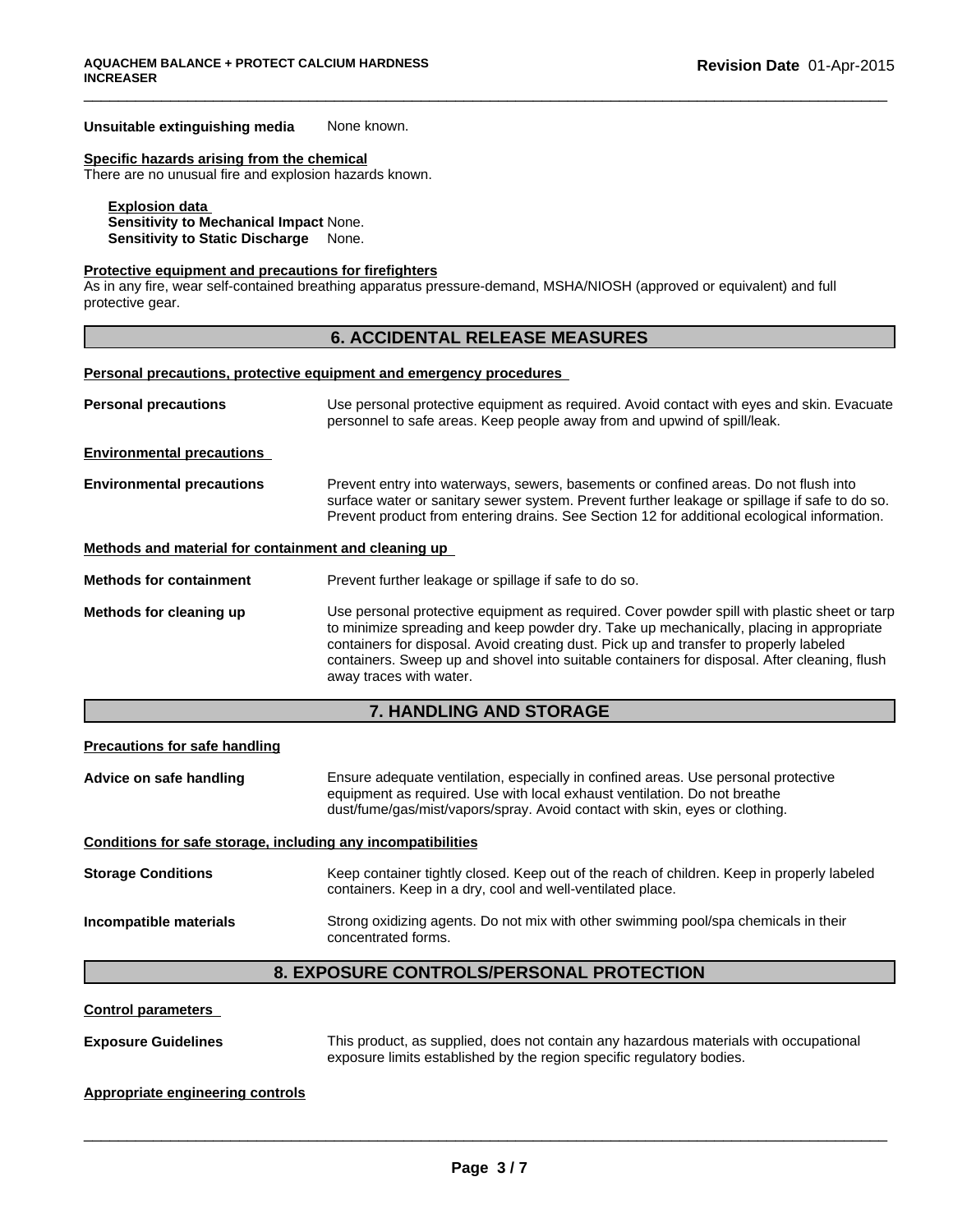**Unsuitable extinguishing media** None known.

**Specific hazards arising from the chemical**

There are no unusual fire and explosion hazards known.

**Explosion data**

**Sensitivity to Mechanical Impact** None.

**Sensitivity to Static Discharge** None.

**Protective equipment and precautions for firefighters**

As in any fire, wear self-contained breathing apparatus pressure-demand, MSHA/NIOSH (approved or equivalent) and full protective gear.

## 6. ACCIDENTAL RELEASE MEASURES

**Personal precautions, protective equipment and emergency procedures**

**Personal precautions** Use personal protective equipment as required. Avoid contact with eyes and skin. Evacuate personnel to safe areas. Keep people away from and upwind of spill/leak.

**Environmental precautions**

**Environmental precautions** Prevent entry into waterways, sewers, basements or confined areas. Do not flush into surface water or sanitary sewer system. Prevent further leakage or spillage if safe to do so. Prevent product from entering drains. See Section 12 for additional ecological information.

**Methods and material for containment and cleaning up**

**Methods for containment** Prevent further leakage or spillage if safe to do so.

**Methods for cleaning up** Use personal protective equipment as required. Cover powder spill with plastic sheet or tarp to minimize spreading and keep powder dry. Take up mechanically, placing in appropriate containers for disposal. Avoid creating dust. Pick up and transfer to properly labeled containers. Sweep up and shovel into suitable containers for disposal. After cleaning, flush away traces with water.

## 7. HANDLING AND STORAGE

**Precautions for safe handling**

**Advice on safe handling** Ensure adequate ventilation, especially in confined areas. Use personal protective equipment as required. Use with local exhaust ventilation. Do not breathe dust/fume/gas/mist/vapors/spray. Avoid contact with skin, eyes or clothing.

**Conditions for safe storage, including any incompatibilities**

**Storage Conditions** Keep container tightly closed. Keep out of the reach of children. Keep in properly labeled containers. Keep in a dry, cool and well-ventilated place.

**Incompatible materials** Strong oxidizing agents. Do not mix with other swimming pool/spa chemicals in their concentrated forms.

## 8. EXPOSURE CONTROLS/PERSONAL PROTECTION

**Control parameters**

**Exposure Guidelines** This product, as supplied, does not contain any hazardous materials with occupational exposure limits established by the region specific regulatory bodies.

**Appropriate engineering controls**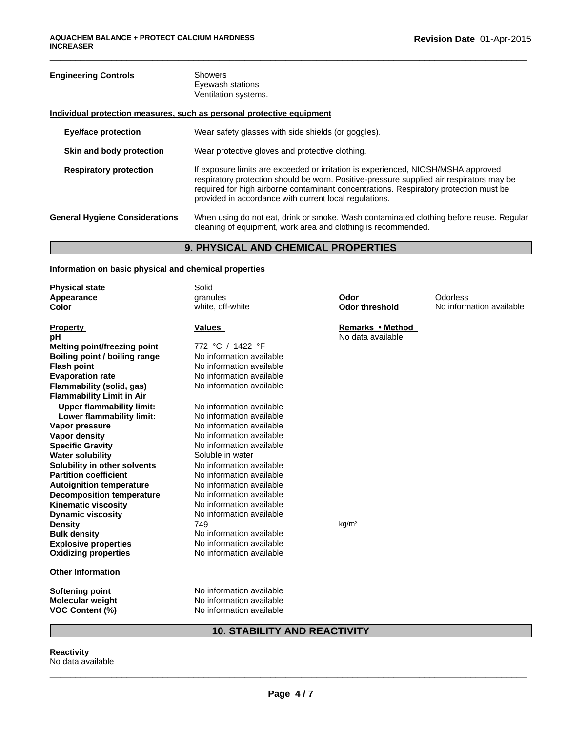**Engineering Controls**
Showers
Eyewash stations
Ventilation systems.

**Individual protection measures, such as personal protective equipment**

| | |
|---|---|
| **Eye/face protection** | Wear safety glasses with side shields (or goggles). |
| **Skin and body protection** | Wear protective gloves and protective clothing. |
| **Respiratory protection** | If exposure limits are exceeded or irritation is experienced, NIOSH/MSHA approved respiratory protection should be worn. Positive-pressure supplied air respirators may be required for high airborne contaminant concentrations. Respiratory protection must be provided in accordance with current local regulations. |
| **General Hygiene Considerations** | When using do not eat, drink or smoke. Wash contaminated clothing before reuse. Regular cleaning of equipment, work area and clothing is recommended. |

## 9. PHYSICAL AND CHEMICAL PROPERTIES

**Information on basic physical and chemical properties**

| | | | |
|---|---|---|---|
| **Physical state** | Solid | | |
| **Appearance** | granules | **Odor** | Odorless |
| **Color** | white, off-white | **Odor threshold** | No information available |

| **Property** | **Values** | **Remarks • Method** |
|---|---|---|
| **pH** | | No data available |
| **Melting point/freezing point** | 772 °C / 1422 °F | |
| **Boiling point / boiling range** | No information available | |
| **Flash point** | No information available | |
| **Evaporation rate** | No information available | |
| **Flammability (solid, gas)** | No information available | |
| **Flammability Limit in Air** | | |
| **Upper flammability limit:** | No information available | |
| **Lower flammability limit:** | No information available | |
| **Vapor pressure** | No information available | |
| **Vapor density** | No information available | |
| **Specific Gravity** | No information available | |
| **Water solubility** | Soluble in water | |
| **Solubility in other solvents** | No information available | |
| **Partition coefficient** | No information available | |
| **Autoignition temperature** | No information available | |
| **Decomposition temperature** | No information available | |
| **Kinematic viscosity** | No information available | |
| **Dynamic viscosity** | No information available | |
| **Density** | 749 | $kg/m^3$ |
| **Bulk density** | No information available | |
| **Explosive properties** | No information available | |
| **Oxidizing properties** | No information available | |

**Other Information**

| | |
|---|---|
| **Softening point** | No information available |
| **Molecular weight** | No information available |
| **VOC Content (%)** | No information available |

## 10. STABILITY AND REACTIVITY

**Reactivity**
No data available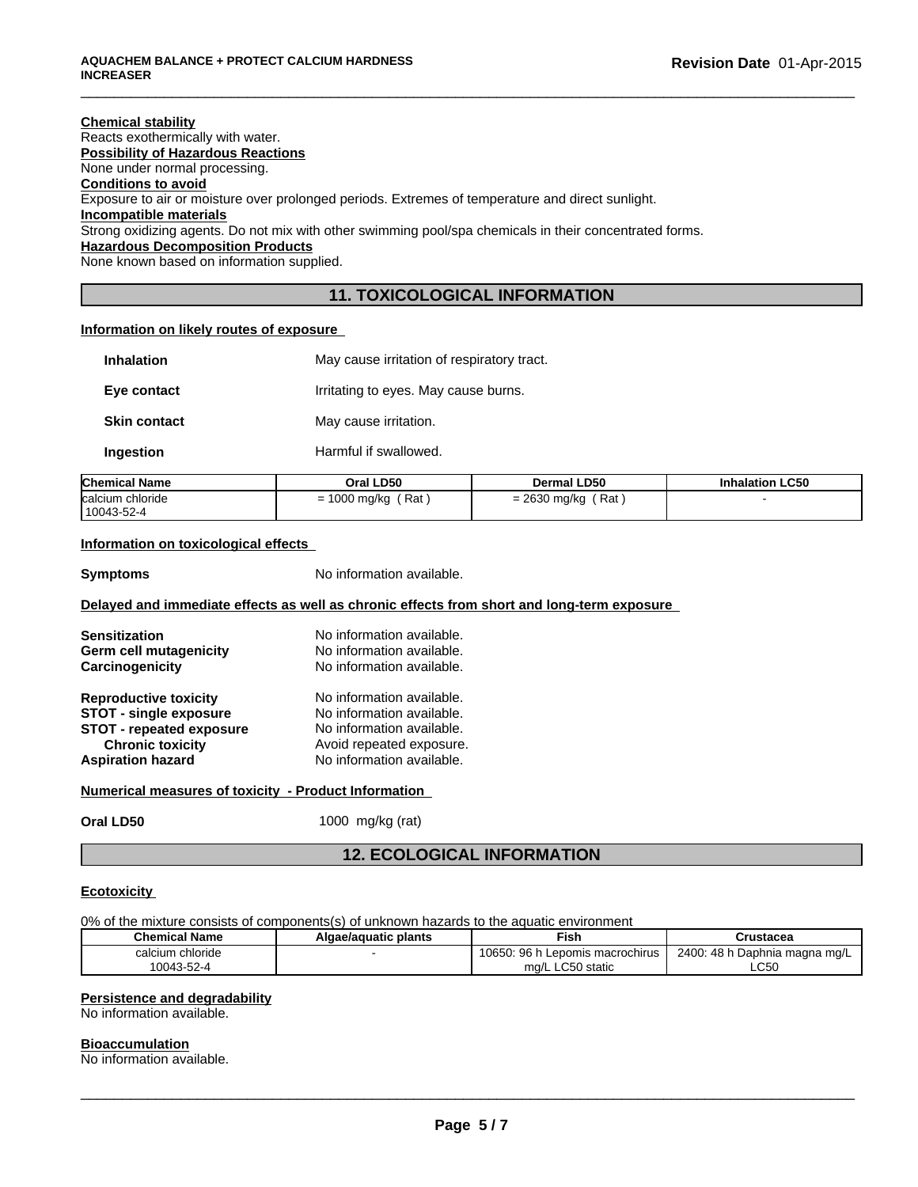**Chemical stability**
Reacts exothermically with water.

**Possibility of Hazardous Reactions**
None under normal processing.

**Conditions to avoid**
Exposure to air or moisture over prolonged periods. Extremes of temperature and direct sunlight.

**Incompatible materials**
Strong oxidizing agents. Do not mix with other swimming pool/spa chemicals in their concentrated forms.

**Hazardous Decomposition Products**
None known based on information supplied.

## 11. TOXICOLOGICAL INFORMATION

**Information on likely routes of exposure**

| | |
|---|---|
| **Inhalation** | May cause irritation of respiratory tract. |
| **Eye contact** | Irritating to eyes. May cause burns. |
| **Skin contact** | May cause irritation. |
| **Ingestion** | Harmful if swallowed. |

| Chemical Name | Oral LD50 | Dermal LD50 | Inhalation LC50 |
|---|---|---|---|
| calcium chloride<br>10043-52-4 | = 1000 mg/kg ( Rat ) | = 2630 mg/kg ( Rat ) | - |

**Information on toxicological effects**

**Symptoms** No information available.

**Delayed and immediate effects as well as chronic effects from short and long-term exposure**

| | |
|---|---|
| **Sensitization** | No information available. |
| **Germ cell mutagenicity** | No information available. |
| **Carcinogenicity** | No information available. |
| **Reproductive toxicity** | No information available. |
| **STOT - single exposure** | No information available. |
| **STOT - repeated exposure** | No information available. |
| **Chronic toxicity** | Avoid repeated exposure. |
| **Aspiration hazard** | No information available. |

**Numerical measures of toxicity - Product Information**

**Oral LD50** 1000 mg/kg (rat)

## 12. ECOLOGICAL INFORMATION

**Ecotoxicity**

0% of the mixture consists of components(s) of unknown hazards to the aquatic environment

| Chemical Name | Algae/aquatic plants | Fish | Crustacea |
|---|---|---|---|
| calcium chloride<br>10043-52-4 | - | 10650: 96 h Lepomis macrochirus mg/L LC50 static | 2400: 48 h Daphnia magna mg/L LC50 |

**Persistence and degradability**
No information available.

**Bioaccumulation**
No information available.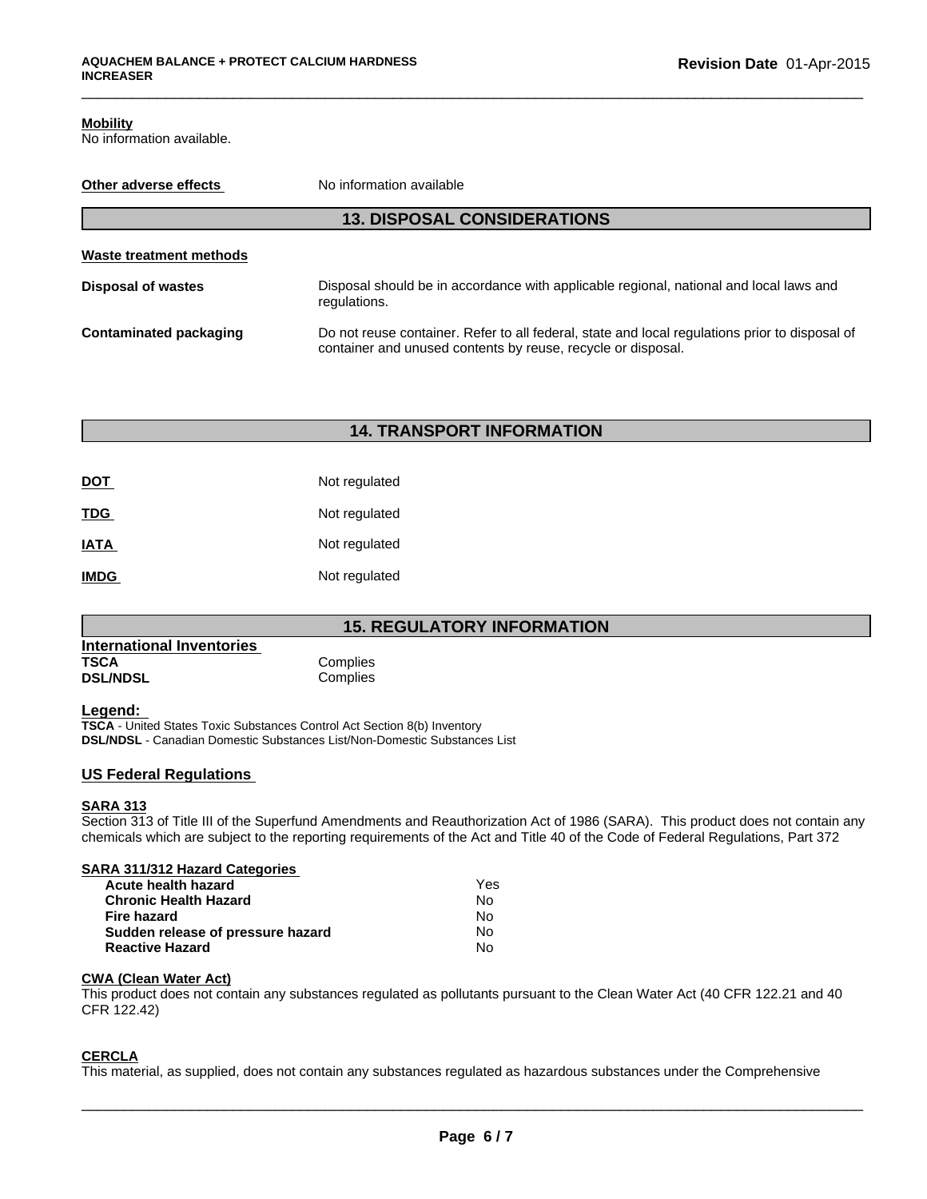**Mobility**
No information available.

| | |
|---|---|
| **Other adverse effects** | No information available |

## 13. DISPOSAL CONSIDERATIONS

**Waste treatment methods**

| | |
|---|---|
| **Disposal of wastes** | Disposal should be in accordance with applicable regional, national and local laws and regulations. |
| **Contaminated packaging** | Do not reuse container. Refer to all federal, state and local regulations prior to disposal of container and unused contents by reuse, recycle or disposal. |

## 14. TRANSPORT INFORMATION

| | |
|---|---|
| **DOT** | Not regulated |
| **TDG** | Not regulated |
| **IATA** | Not regulated |
| **IMDG** | Not regulated |

## 15. REGULATORY INFORMATION

**International Inventories**

| | |
|---|---|
| **TSCA** | Complies |
| **DSL/NDSL** | Complies |

**Legend:**
**TSCA** - United States Toxic Substances Control Act Section 8(b) Inventory
**DSL/NDSL** - Canadian Domestic Substances List/Non-Domestic Substances List

**US Federal Regulations**

**SARA 313**
Section 313 of Title III of the Superfund Amendments and Reauthorization Act of 1986 (SARA). This product does not contain any chemicals which are subject to the reporting requirements of the Act and Title 40 of the Code of Federal Regulations, Part 372

**SARA 311/312 Hazard Categories**

| | |
|---|---|
| **Acute health hazard** | Yes |
| **Chronic Health Hazard** | No |
| **Fire hazard** | No |
| **Sudden release of pressure hazard** | No |
| **Reactive Hazard** | No |

**CWA (Clean Water Act)**
This product does not contain any substances regulated as pollutants pursuant to the Clean Water Act (40 CFR 122.21 and 40 CFR 122.42)

**CERCLA**
This material, as supplied, does not contain any substances regulated as hazardous substances under the Comprehensive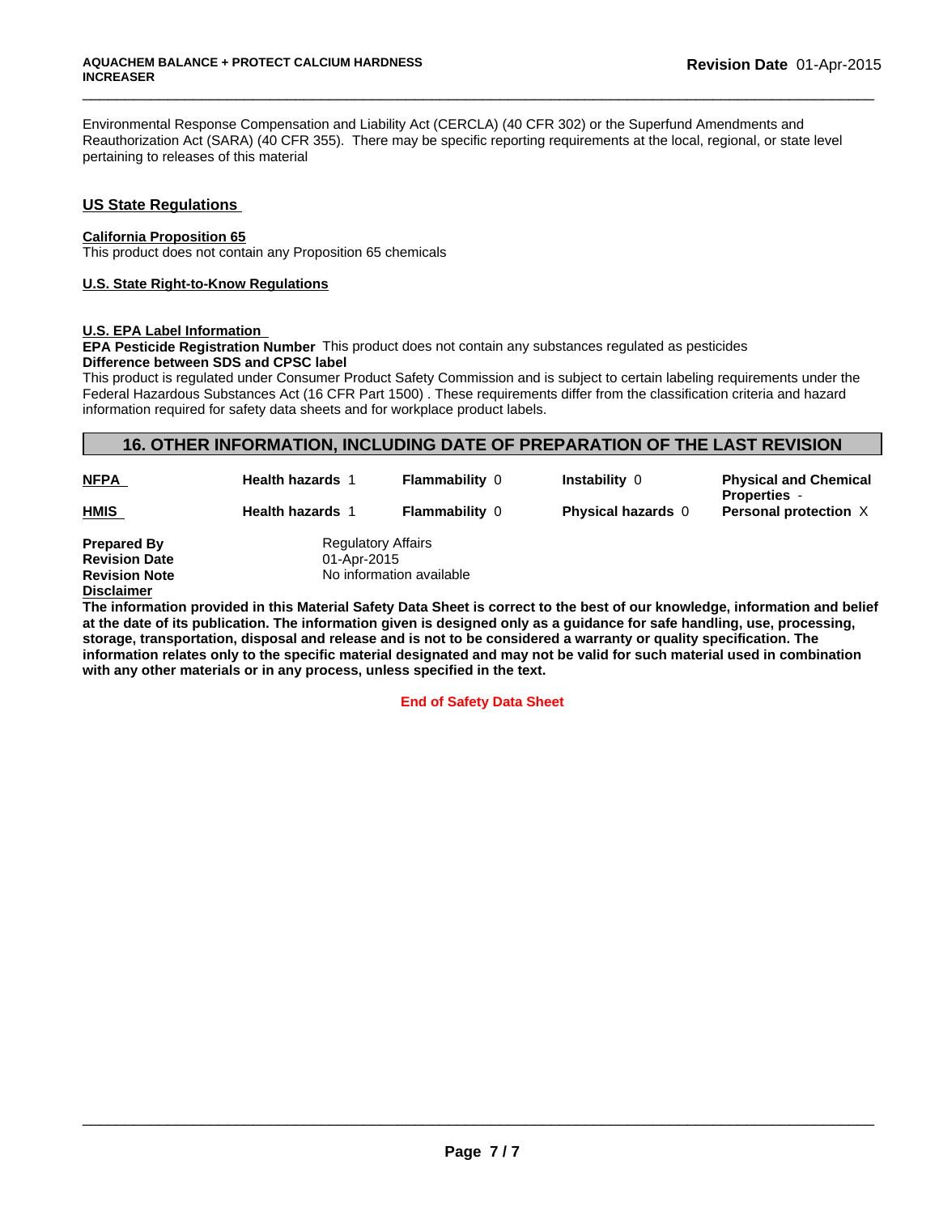Environmental Response Compensation and Liability Act (CERCLA) (40 CFR 302) or the Superfund Amendments and Reauthorization Act (SARA) (40 CFR 355). There may be specific reporting requirements at the local, regional, or state level pertaining to releases of this material

## US State Regulations

**California Proposition 65**
This product does not contain any Proposition 65 chemicals

**U.S. State Right-to-Know Regulations**

**U.S. EPA Label Information**
**EPA Pesticide Registration Number** This product does not contain any substances regulated as pesticides
**Difference between SDS and CPSC label**
This product is regulated under Consumer Product Safety Commission and is subject to certain labeling requirements under the Federal Hazardous Substances Act (16 CFR Part 1500) . These requirements differ from the classification criteria and hazard information required for safety data sheets and for workplace product labels.

## 16. OTHER INFORMATION, INCLUDING DATE OF PREPARATION OF THE LAST REVISION

| | | | | |
|---|---|---|---|---|
| **NFPA** | **Health hazards** 1 | **Flammability** 0 | **Instability** 0 | **Physical and Chemical Properties** - |
| **HMIS** | **Health hazards** 1 | **Flammability** 0 | **Physical hazards** 0 | **Personal protection** X |

**Prepared By** Regulatory Affairs
**Revision Date** 01-Apr-2015
**Revision Note** No information available
**Disclaimer**
**The information provided in this Material Safety Data Sheet is correct to the best of our knowledge, information and belief at the date of its publication. The information given is designed only as a guidance for safe handling, use, processing, storage, transportation, disposal and release and is not to be considered a warranty or quality specification. The information relates only to the specific material designated and may not be valid for such material used in combination with any other materials or in any process, unless specified in the text.**

**End of Safety Data Sheet**